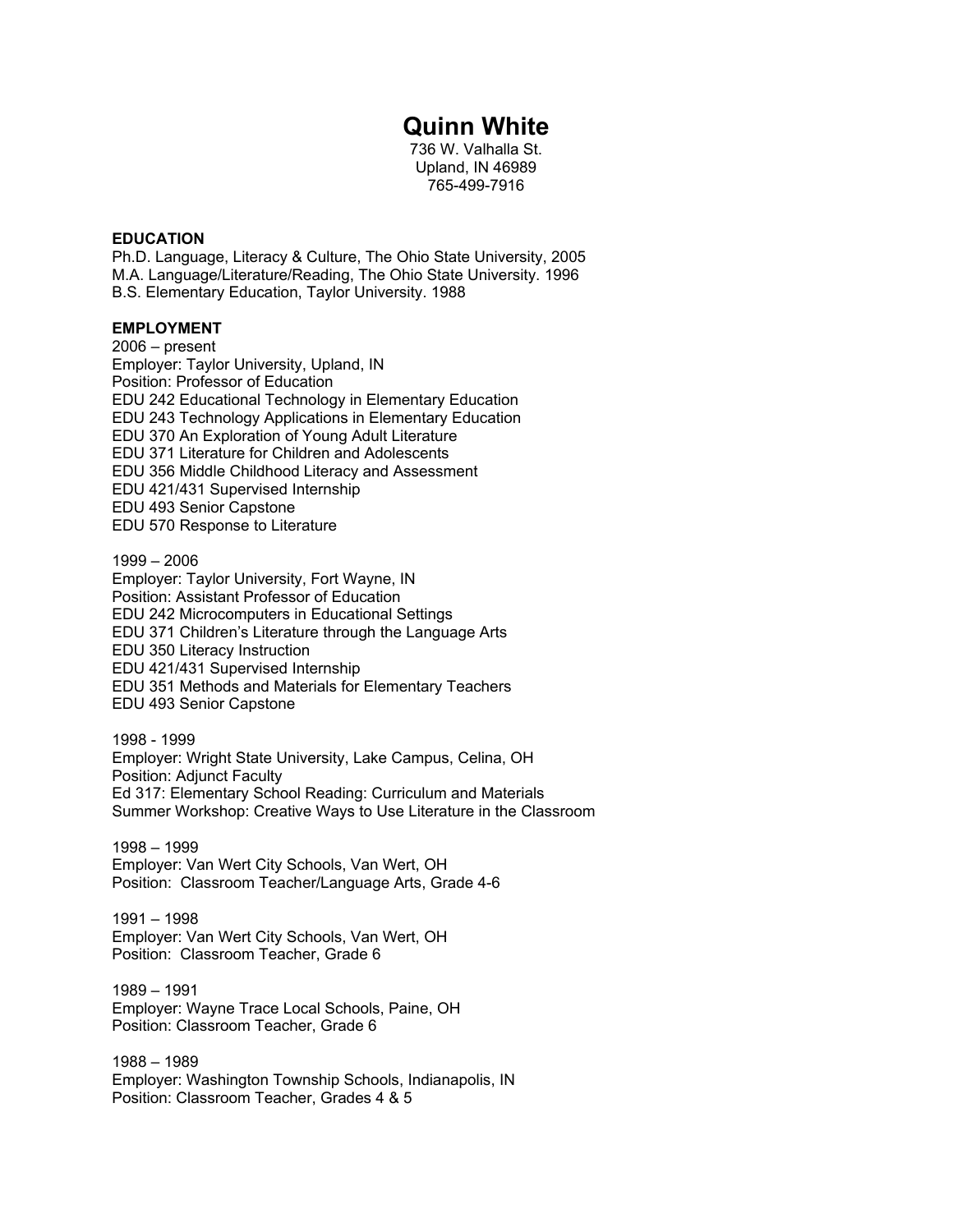# Quinn White

736 W. Valhalla St.
Upland, IN 46989
765-499-7916

## EDUCATION

Ph.D. Language, Literacy & Culture, The Ohio State University, 2005
M.A. Language/Literature/Reading, The Ohio State University. 1996
B.S. Elementary Education, Taylor University. 1988

## EMPLOYMENT

2006 – present
Employer: Taylor University, Upland, IN
Position: Professor of Education
EDU 242 Educational Technology in Elementary Education
EDU 243 Technology Applications in Elementary Education
EDU 370 An Exploration of Young Adult Literature
EDU 371 Literature for Children and Adolescents
EDU 356 Middle Childhood Literacy and Assessment
EDU 421/431 Supervised Internship
EDU 493 Senior Capstone
EDU 570 Response to Literature

1999 – 2006
Employer: Taylor University, Fort Wayne, IN
Position: Assistant Professor of Education
EDU 242 Microcomputers in Educational Settings
EDU 371 Children's Literature through the Language Arts
EDU 350 Literacy Instruction
EDU 421/431 Supervised Internship
EDU 351 Methods and Materials for Elementary Teachers
EDU 493 Senior Capstone

1998 - 1999
Employer: Wright State University, Lake Campus, Celina, OH
Position: Adjunct Faculty
Ed 317: Elementary School Reading: Curriculum and Materials
Summer Workshop: Creative Ways to Use Literature in the Classroom

1998 – 1999
Employer: Van Wert City Schools, Van Wert, OH
Position: Classroom Teacher/Language Arts, Grade 4-6

1991 – 1998
Employer: Van Wert City Schools, Van Wert, OH
Position: Classroom Teacher, Grade 6

1989 – 1991
Employer: Wayne Trace Local Schools, Paine, OH
Position: Classroom Teacher, Grade 6

1988 – 1989
Employer: Washington Township Schools, Indianapolis, IN
Position: Classroom Teacher, Grades 4 & 5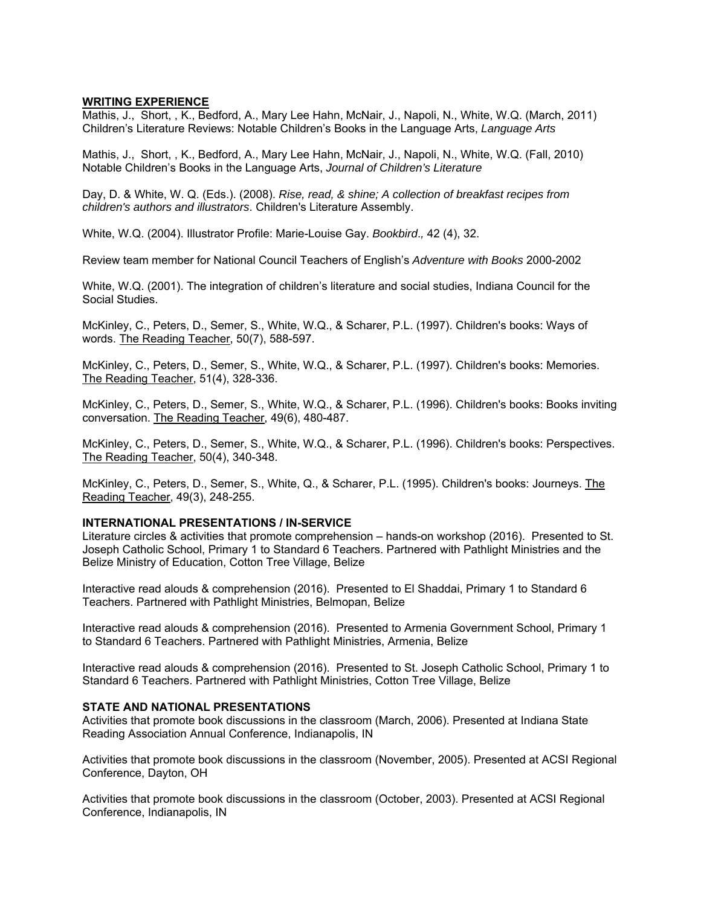## WRITING EXPERIENCE

Mathis, J., Short, , K., Bedford, A., Mary Lee Hahn, McNair, J., Napoli, N., White, W.Q. (March, 2011) Children's Literature Reviews: Notable Children's Books in the Language Arts, *Language Arts*

Mathis, J., Short, , K., Bedford, A., Mary Lee Hahn, McNair, J., Napoli, N., White, W.Q. (Fall, 2010) Notable Children's Books in the Language Arts, *Journal of Children's Literature*

Day, D. & White, W. Q. (Eds.). (2008). *Rise, read, & shine; A collection of breakfast recipes from children's authors and illustrators*. Children's Literature Assembly.

White, W.Q. (2004). Illustrator Profile: Marie-Louise Gay. *Bookbird.,* 42 (4), 32.

Review team member for National Council Teachers of English's *Adventure with Books* 2000-2002

White, W.Q. (2001). The integration of children's literature and social studies, Indiana Council for the Social Studies.

McKinley, C., Peters, D., Semer, S., White, W.Q., & Scharer, P.L. (1997). Children's books: Ways of words. The Reading Teacher, 50(7), 588-597.

McKinley, C., Peters, D., Semer, S., White, W.Q., & Scharer, P.L. (1997). Children's books: Memories. The Reading Teacher, 51(4), 328-336.

McKinley, C., Peters, D., Semer, S., White, W.Q., & Scharer, P.L. (1996). Children's books: Books inviting conversation. The Reading Teacher, 49(6), 480-487.

McKinley, C., Peters, D., Semer, S., White, W.Q., & Scharer, P.L. (1996). Children's books: Perspectives. The Reading Teacher, 50(4), 340-348.

McKinley, C., Peters, D., Semer, S., White, Q., & Scharer, P.L. (1995). Children's books: Journeys. The Reading Teacher, 49(3), 248-255.

## INTERNATIONAL PRESENTATIONS / IN-SERVICE

Literature circles & activities that promote comprehension – hands-on workshop (2016). Presented to St. Joseph Catholic School, Primary 1 to Standard 6 Teachers. Partnered with Pathlight Ministries and the Belize Ministry of Education, Cotton Tree Village, Belize

Interactive read alouds & comprehension (2016). Presented to El Shaddai, Primary 1 to Standard 6 Teachers. Partnered with Pathlight Ministries, Belmopan, Belize

Interactive read alouds & comprehension (2016). Presented to Armenia Government School, Primary 1 to Standard 6 Teachers. Partnered with Pathlight Ministries, Armenia, Belize

Interactive read alouds & comprehension (2016). Presented to St. Joseph Catholic School, Primary 1 to Standard 6 Teachers. Partnered with Pathlight Ministries, Cotton Tree Village, Belize

## STATE AND NATIONAL PRESENTATIONS

Activities that promote book discussions in the classroom (March, 2006). Presented at Indiana State Reading Association Annual Conference, Indianapolis, IN

Activities that promote book discussions in the classroom (November, 2005). Presented at ACSI Regional Conference, Dayton, OH

Activities that promote book discussions in the classroom (October, 2003). Presented at ACSI Regional Conference, Indianapolis, IN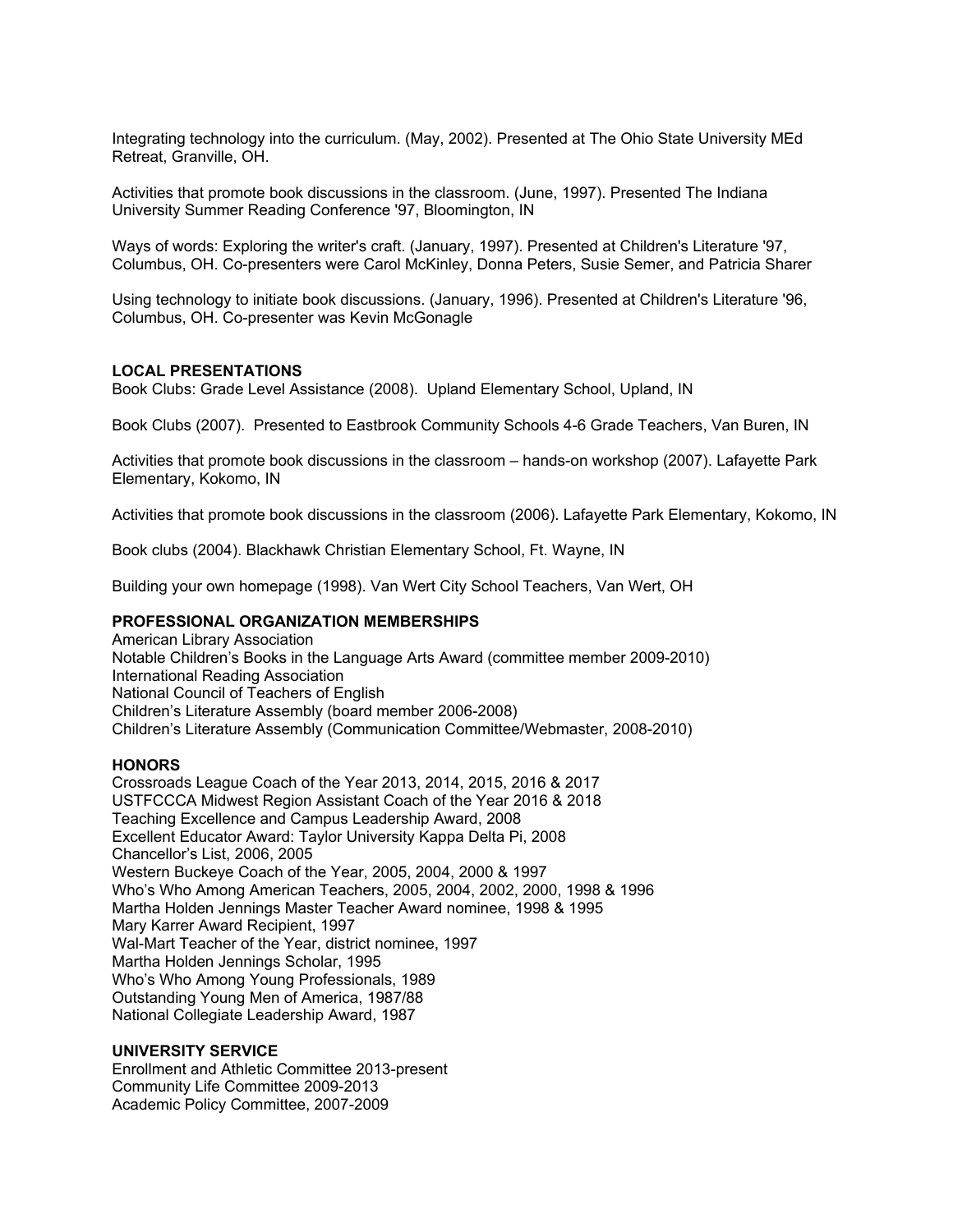Integrating technology into the curriculum. (May, 2002). Presented at The Ohio State University MEd Retreat, Granville, OH.

Activities that promote book discussions in the classroom. (June, 1997). Presented The Indiana University Summer Reading Conference '97, Bloomington, IN

Ways of words: Exploring the writer's craft. (January, 1997). Presented at Children's Literature '97, Columbus, OH. Co-presenters were Carol McKinley, Donna Peters, Susie Semer, and Patricia Sharer

Using technology to initiate book discussions. (January, 1996). Presented at Children's Literature '96, Columbus, OH. Co-presenter was Kevin McGonagle

**LOCAL PRESENTATIONS**

Book Clubs: Grade Level Assistance (2008). Upland Elementary School, Upland, IN

Book Clubs (2007). Presented to Eastbrook Community Schools 4-6 Grade Teachers, Van Buren, IN

Activities that promote book discussions in the classroom – hands-on workshop (2007). Lafayette Park Elementary, Kokomo, IN

Activities that promote book discussions in the classroom (2006). Lafayette Park Elementary, Kokomo, IN

Book clubs (2004). Blackhawk Christian Elementary School, Ft. Wayne, IN

Building your own homepage (1998). Van Wert City School Teachers, Van Wert, OH

**PROFESSIONAL ORGANIZATION MEMBERSHIPS**

American Library Association
Notable Children's Books in the Language Arts Award (committee member 2009-2010)
International Reading Association
National Council of Teachers of English
Children's Literature Assembly (board member 2006-2008)
Children's Literature Assembly (Communication Committee/Webmaster, 2008-2010)

**HONORS**

Crossroads League Coach of the Year 2013, 2014, 2015, 2016 & 2017
USTFCCCA Midwest Region Assistant Coach of the Year 2016 & 2018
Teaching Excellence and Campus Leadership Award, 2008
Excellent Educator Award: Taylor University Kappa Delta Pi, 2008
Chancellor's List, 2006, 2005
Western Buckeye Coach of the Year, 2005, 2004, 2000 & 1997
Who's Who Among American Teachers, 2005, 2004, 2002, 2000, 1998 & 1996
Martha Holden Jennings Master Teacher Award nominee, 1998 & 1995
Mary Karrer Award Recipient, 1997
Wal-Mart Teacher of the Year, district nominee, 1997
Martha Holden Jennings Scholar, 1995
Who's Who Among Young Professionals, 1989
Outstanding Young Men of America, 1987/88
National Collegiate Leadership Award, 1987

**UNIVERSITY SERVICE**

Enrollment and Athletic Committee 2013-present
Community Life Committee 2009-2013
Academic Policy Committee, 2007-2009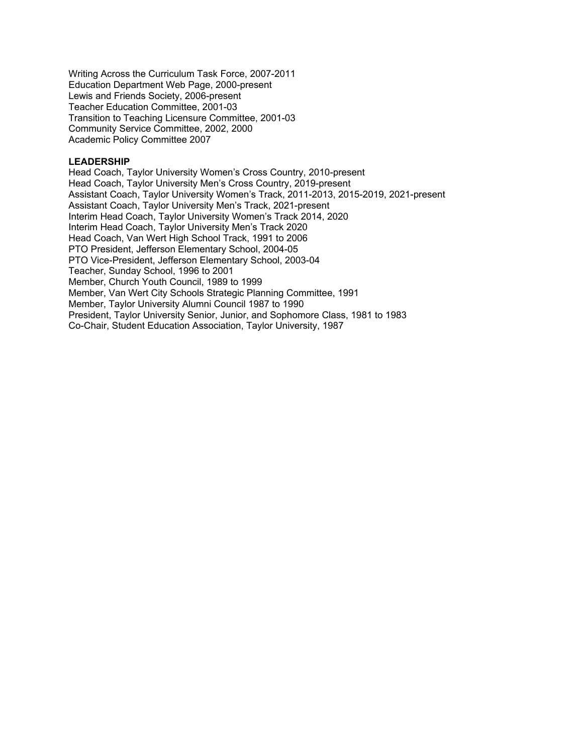Writing Across the Curriculum Task Force, 2007-2011
Education Department Web Page, 2000-present
Lewis and Friends Society, 2006-present
Teacher Education Committee, 2001-03
Transition to Teaching Licensure Committee, 2001-03
Community Service Committee, 2002, 2000
Academic Policy Committee 2007

**LEADERSHIP**

Head Coach, Taylor University Women's Cross Country, 2010-present
Head Coach, Taylor University Men's Cross Country, 2019-present
Assistant Coach, Taylor University Women's Track, 2011-2013, 2015-2019, 2021-present
Assistant Coach, Taylor University Men's Track, 2021-present
Interim Head Coach, Taylor University Women's Track 2014, 2020
Interim Head Coach, Taylor University Men's Track 2020
Head Coach, Van Wert High School Track, 1991 to 2006
PTO President, Jefferson Elementary School, 2004-05
PTO Vice-President, Jefferson Elementary School, 2003-04
Teacher, Sunday School, 1996 to 2001
Member, Church Youth Council, 1989 to 1999
Member, Van Wert City Schools Strategic Planning Committee, 1991
Member, Taylor University Alumni Council 1987 to 1990
President, Taylor University Senior, Junior, and Sophomore Class, 1981 to 1983
Co-Chair, Student Education Association, Taylor University, 1987